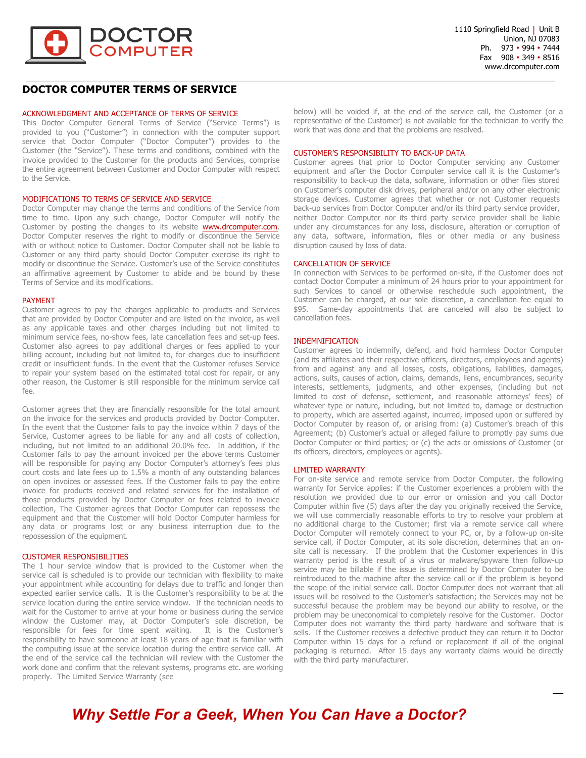DOCTOR COMPUTER

1110 Springfield Road | Unit B
Union, NJ 07083
Ph. 973 • 994 • 7444
Fax 908 • 349 • 8516
www.drcomputer.com

# DOCTOR COMPUTER TERMS OF SERVICE

## ACKNOWLEDGMENT AND ACCEPTANCE OF TERMS OF SERVICE

This Doctor Computer General Terms of Service ("Service Terms") is provided to you ("Customer") in connection with the computer support service that Doctor Computer ("Doctor Computer") provides to the Customer (the "Service"). These terms and conditions, combined with the invoice provided to the Customer for the products and Services, comprise the entire agreement between Customer and Doctor Computer with respect to the Service.

## MODIFICATIONS TO TERMS OF SERVICE AND SERVICE

Doctor Computer may change the terms and conditions of the Service from time to time. Upon any such change, Doctor Computer will notify the Customer by posting the changes to its website www.drcomputer.com. Doctor Computer reserves the right to modify or discontinue the Service with or without notice to Customer. Doctor Computer shall not be liable to Customer or any third party should Doctor Computer exercise its right to modify or discontinue the Service. Customer's use of the Service constitutes an affirmative agreement by Customer to abide and be bound by these Terms of Service and its modifications.

## PAYMENT

Customer agrees to pay the charges applicable to products and Services that are provided by Doctor Computer and are listed on the invoice, as well as any applicable taxes and other charges including but not limited to minimum service fees, no-show fees, late cancellation fees and set-up fees. Customer also agrees to pay additional charges or fees applied to your billing account, including but not limited to, for charges due to insufficient credit or insufficient funds. In the event that the Customer refuses Service to repair your system based on the estimated total cost for repair, or any other reason, the Customer is still responsible for the minimum service call fee.

Customer agrees that they are financially responsible for the total amount on the invoice for the services and products provided by Doctor Computer. In the event that the Customer fails to pay the invoice within 7 days of the Service, Customer agrees to be liable for any and all costs of collection, including, but not limited to an additional 20.0% fee. In addition, if the Customer fails to pay the amount invoiced per the above terms Customer will be responsible for paying any Doctor Computer's attorney's fees plus court costs and late fees up to 1.5% a month of any outstanding balances on open invoices or assessed fees. If the Customer fails to pay the entire invoice for products received and related services for the installation of those products provided by Doctor Computer or fees related to invoice collection, The Customer agrees that Doctor Computer can repossess the equipment and that the Customer will hold Doctor Computer harmless for any data or programs lost or any business interruption due to the repossession of the equipment.

## CUSTOMER RESPONSIBILITIES

The 1 hour service window that is provided to the Customer when the service call is scheduled is to provide our technician with flexibility to make your appointment while accounting for delays due to traffic and longer than expected earlier service calls. It is the Customer's responsibility to be at the service location during the entire service window. If the technician needs to wait for the Customer to arrive at your home or business during the service window the Customer may, at Doctor Computer's sole discretion, be responsible for fees for time spent waiting. It is the Customer's responsibility to have someone at least 18 years of age that is familiar with the computing issue at the service location during the entire service call. At the end of the service call the technician will review with the Customer the work done and confirm that the relevant systems, programs etc. are working properly. The Limited Service Warranty (see below) will be voided if, at the end of the service call, the Customer (or a representative of the Customer) is not available for the technician to verify the work that was done and that the problems are resolved.

## CUSTOMER'S RESPONSIBILITY TO BACK-UP DATA

Customer agrees that prior to Doctor Computer servicing any Customer equipment and after the Doctor Computer service call it is the Customer's responsibility to back-up the data, software, information or other files stored on Customer's computer disk drives, peripheral and/or on any other electronic storage devices. Customer agrees that whether or not Customer requests back-up services from Doctor Computer and/or its third party service provider, neither Doctor Computer nor its third party service provider shall be liable under any circumstances for any loss, disclosure, alteration or corruption of any data, software, information, files or other media or any business disruption caused by loss of data.

## CANCELLATION OF SERVICE

In connection with Services to be performed on-site, if the Customer does not contact Doctor Computer a minimum of 24 hours prior to your appointment for such Services to cancel or otherwise reschedule such appointment, the Customer can be charged, at our sole discretion, a cancellation fee equal to $95. Same-day appointments that are canceled will also be subject to cancellation fees.

## INDEMNIFICATION

Customer agrees to indemnify, defend, and hold harmless Doctor Computer (and its affiliates and their respective officers, directors, employees and agents) from and against any and all losses, costs, obligations, liabilities, damages, actions, suits, causes of action, claims, demands, liens, encumbrances, security interests, settlements, judgments, and other expenses, (including but not limited to cost of defense, settlement, and reasonable attorneys' fees) of whatever type or nature, including, but not limited to, damage or destruction to property, which are asserted against, incurred, imposed upon or suffered by Doctor Computer by reason of, or arising from: (a) Customer's breach of this Agreement; (b) Customer's actual or alleged failure to promptly pay sums due Doctor Computer or third parties; or (c) the acts or omissions of Customer (or its officers, directors, employees or agents).

## LIMITED WARRANTY

For on-site service and remote service from Doctor Computer, the following warranty for Service applies: if the Customer experiences a problem with the resolution we provided due to our error or omission and you call Doctor Computer within five (5) days after the day you originally received the Service, we will use commercially reasonable efforts to try to resolve your problem at no additional charge to the Customer; first via a remote service call where Doctor Computer will remotely connect to your PC, or, by a follow-up on-site service call, if Doctor Computer, at its sole discretion, determines that an on-site call is necessary. If the problem that the Customer experiences in this warranty period is the result of a virus or malware/spyware then follow-up service may be billable if the issue is determined by Doctor Computer to be reintroduced to the machine after the service call or if the problem is beyond the scope of the initial service call. Doctor Computer does not warrant that all issues will be resolved to the Customer's satisfaction; the Services may not be successful because the problem may be beyond our ability to resolve, or the problem may be uneconomical to completely resolve for the Customer. Doctor Computer does not warranty the third party hardware and software that is sells. If the Customer receives a defective product they can return it to Doctor Computer within 15 days for a refund or replacement if all of the original packaging is returned. After 15 days any warranty claims would be directly with the third party manufacturer.

***Why Settle For a Geek, When You Can Have a Doctor?***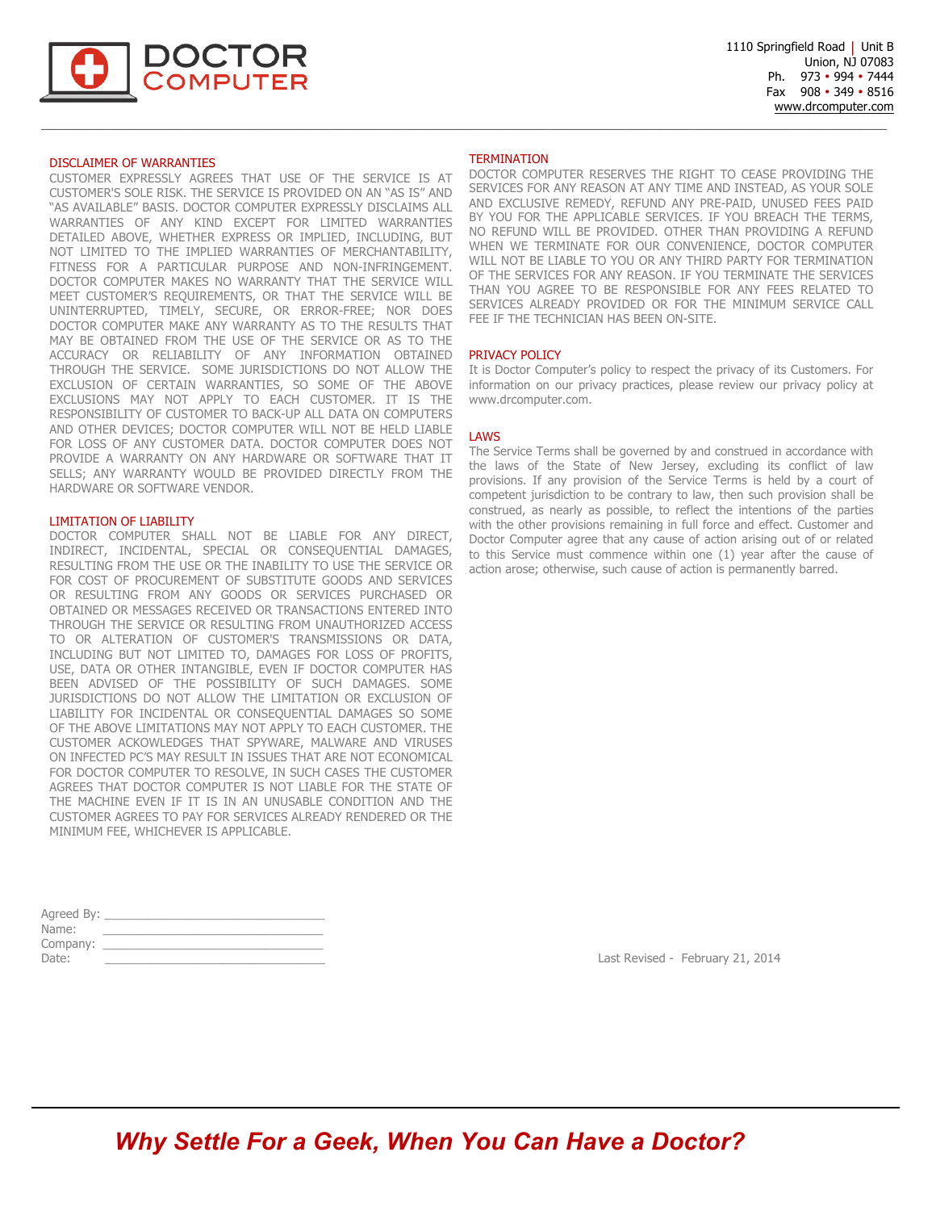DOCTOR COMPUTER

1110 Springfield Road | Unit B
Union, NJ 07083
Ph. 973 • 994 • 7444
Fax 908 • 349 • 8516
www.drcomputer.com

## DISCLAIMER OF WARRANTIES

CUSTOMER EXPRESSLY AGREES THAT USE OF THE SERVICE IS AT CUSTOMER'S SOLE RISK. THE SERVICE IS PROVIDED ON AN "AS IS" AND "AS AVAILABLE" BASIS. DOCTOR COMPUTER EXPRESSLY DISCLAIMS ALL WARRANTIES OF ANY KIND EXCEPT FOR LIMITED WARRANTIES DETAILED ABOVE, WHETHER EXPRESS OR IMPLIED, INCLUDING, BUT NOT LIMITED TO THE IMPLIED WARRANTIES OF MERCHANTABILITY, FITNESS FOR A PARTICULAR PURPOSE AND NON-INFRINGEMENT. DOCTOR COMPUTER MAKES NO WARRANTY THAT THE SERVICE WILL MEET CUSTOMER'S REQUIREMENTS, OR THAT THE SERVICE WILL BE UNINTERRUPTED, TIMELY, SECURE, OR ERROR-FREE; NOR DOES DOCTOR COMPUTER MAKE ANY WARRANTY AS TO THE RESULTS THAT MAY BE OBTAINED FROM THE USE OF THE SERVICE OR AS TO THE ACCURACY OR RELIABILITY OF ANY INFORMATION OBTAINED THROUGH THE SERVICE. SOME JURISDICTIONS DO NOT ALLOW THE EXCLUSION OF CERTAIN WARRANTIES, SO SOME OF THE ABOVE EXCLUSIONS MAY NOT APPLY TO EACH CUSTOMER. IT IS THE RESPONSIBILITY OF CUSTOMER TO BACK-UP ALL DATA ON COMPUTERS AND OTHER DEVICES; DOCTOR COMPUTER WILL NOT BE HELD LIABLE FOR LOSS OF ANY CUSTOMER DATA. DOCTOR COMPUTER DOES NOT PROVIDE A WARRANTY ON ANY HARDWARE OR SOFTWARE THAT IT SELLS; ANY WARRANTY WOULD BE PROVIDED DIRECTLY FROM THE HARDWARE OR SOFTWARE VENDOR.

## LIMITATION OF LIABILITY

DOCTOR COMPUTER SHALL NOT BE LIABLE FOR ANY DIRECT, INDIRECT, INCIDENTAL, SPECIAL OR CONSEQUENTIAL DAMAGES, RESULTING FROM THE USE OR THE INABILITY TO USE THE SERVICE OR FOR COST OF PROCUREMENT OF SUBSTITUTE GOODS AND SERVICES OR RESULTING FROM ANY GOODS OR SERVICES PURCHASED OR OBTAINED OR MESSAGES RECEIVED OR TRANSACTIONS ENTERED INTO THROUGH THE SERVICE OR RESULTING FROM UNAUTHORIZED ACCESS TO OR ALTERATION OF CUSTOMER'S TRANSMISSIONS OR DATA, INCLUDING BUT NOT LIMITED TO, DAMAGES FOR LOSS OF PROFITS, USE, DATA OR OTHER INTANGIBLE, EVEN IF DOCTOR COMPUTER HAS BEEN ADVISED OF THE POSSIBILITY OF SUCH DAMAGES. SOME JURISDICTIONS DO NOT ALLOW THE LIMITATION OR EXCLUSION OF LIABILITY FOR INCIDENTAL OR CONSEQUENTIAL DAMAGES SO SOME OF THE ABOVE LIMITATIONS MAY NOT APPLY TO EACH CUSTOMER. THE CUSTOMER ACKOWLEDGES THAT SPYWARE, MALWARE AND VIRUSES ON INFECTED PC'S MAY RESULT IN ISSUES THAT ARE NOT ECONOMICAL FOR DOCTOR COMPUTER TO RESOLVE, IN SUCH CASES THE CUSTOMER AGREES THAT DOCTOR COMPUTER IS NOT LIABLE FOR THE STATE OF THE MACHINE EVEN IF IT IS IN AN UNUSABLE CONDITION AND THE CUSTOMER AGREES TO PAY FOR SERVICES ALREADY RENDERED OR THE MINIMUM FEE, WHICHEVER IS APPLICABLE.

## TERMINATION

DOCTOR COMPUTER RESERVES THE RIGHT TO CEASE PROVIDING THE SERVICES FOR ANY REASON AT ANY TIME AND INSTEAD, AS YOUR SOLE AND EXCLUSIVE REMEDY, REFUND ANY PRE-PAID, UNUSED FEES PAID BY YOU FOR THE APPLICABLE SERVICES. IF YOU BREACH THE TERMS, NO REFUND WILL BE PROVIDED. OTHER THAN PROVIDING A REFUND WHEN WE TERMINATE FOR OUR CONVENIENCE, DOCTOR COMPUTER WILL NOT BE LIABLE TO YOU OR ANY THIRD PARTY FOR TERMINATION OF THE SERVICES FOR ANY REASON. IF YOU TERMINATE THE SERVICES THAN YOU AGREE TO BE RESPONSIBLE FOR ANY FEES RELATED TO SERVICES ALREADY PROVIDED OR FOR THE MINIMUM SERVICE CALL FEE IF THE TECHNICIAN HAS BEEN ON-SITE.

## PRIVACY POLICY

It is Doctor Computer's policy to respect the privacy of its Customers. For information on our privacy practices, please review our privacy policy at www.drcomputer.com.

## LAWS

The Service Terms shall be governed by and construed in accordance with the laws of the State of New Jersey, excluding its conflict of law provisions. If any provision of the Service Terms is held by a court of competent jurisdiction to be contrary to law, then such provision shall be construed, as nearly as possible, to reflect the intentions of the parties with the other provisions remaining in full force and effect. Customer and Doctor Computer agree that any cause of action arising out of or related to this Service must commence within one (1) year after the cause of action arose; otherwise, such cause of action is permanently barred.

Agreed By: ______________________________
Name: ______________________________
Company: ______________________________
Date: ______________________________

Last Revised - February 21, 2014

***Why Settle For a Geek, When You Can Have a Doctor?***